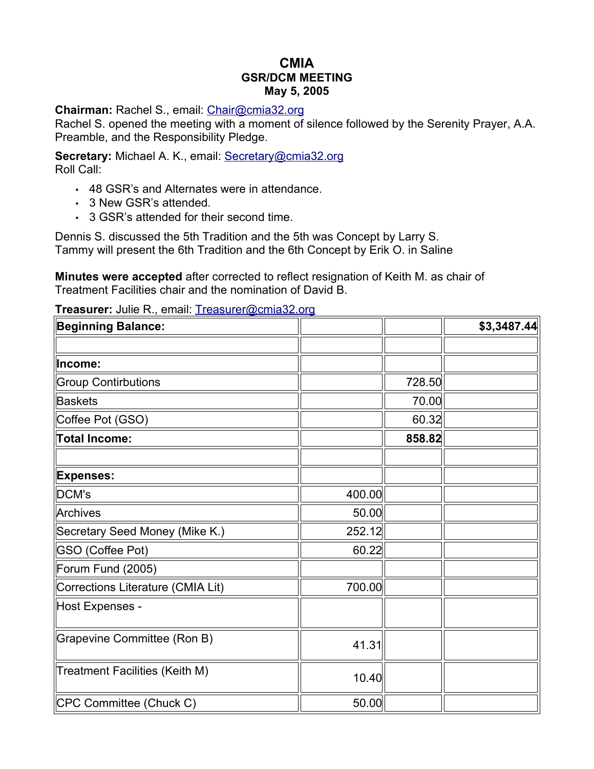# CMIA

## GSR/DCM MEETING

## May 5, 2005

**Chairman:** Rachel S., email: Chair@cmia32.org
Rachel S. opened the meeting with a moment of silence followed by the Serenity Prayer, A.A. Preamble, and the Responsibility Pledge.

**Secretary:** Michael A. K., email: Secretary@cmia32.org
Roll Call:

- 48 GSR's and Alternates were in attendance.
- 3 New GSR's attended.
- 3 GSR's attended for their second time.

Dennis S. discussed the 5th Tradition and the 5th was Concept by Larry S.
Tammy will present the 6th Tradition and the 6th Concept by Erik O. in Saline

**Minutes were accepted** after corrected to reflect resignation of Keith M. as chair of Treatment Facilities chair and the nomination of David B.

**Treasurer:** Julie R., email: Treasurer@cmia32.org

| **Beginning Balance:** | | | **$3,3487.44** |
|---|---|---|---|
| | | | |
| **Income:** | | | |
| Group Contirbutions | | 728.50 | |
| Baskets | | 70.00 | |
| Coffee Pot (GSO) | | 60.32 | |
| **Total Income:** | | **858.82** | |
| | | | |
| **Expenses:** | | | |
| DCM's | 400.00 | | |
| Archives | 50.00 | | |
| Secretary Seed Money (Mike K.) | 252.12 | | |
| GSO (Coffee Pot) | 60.22 | | |
| Forum Fund (2005) | | | |
| Corrections Literature (CMIA Lit) | 700.00 | | |
| Host Expenses - | | | |
| Grapevine Committee (Ron B) | 41.31 | | |
| Treatment Facilities (Keith M) | 10.40 | | |
| CPC Committee (Chuck C) | 50.00 | | |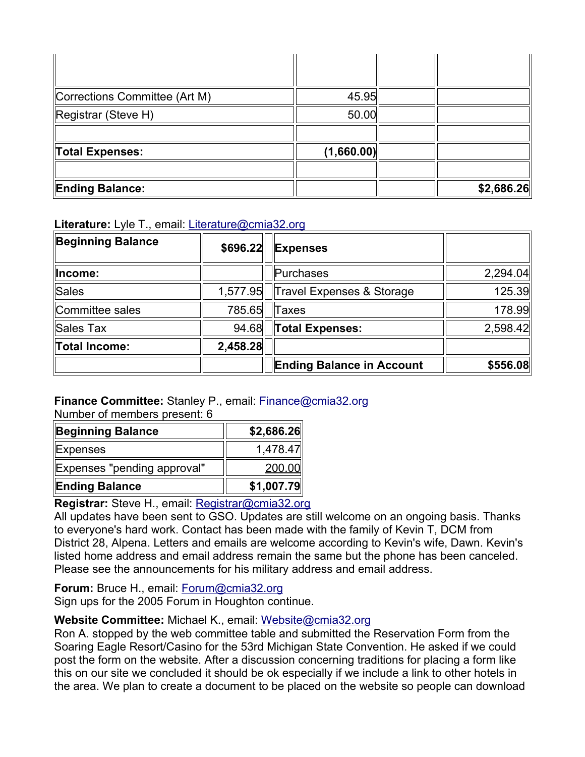| | | | |
|---|---|---|---|
| | | | |
| Corrections Committee (Art M) | 45.95 | | |
| Registrar (Steve H) | 50.00 | | |
| | | | |
| **Total Expenses:** | **(1,660.00)** | | |
| | | | |
| **Ending Balance:** | | | **$2,686.26** |

**Literature:** Lyle T., email: [Literature@cmia32.org](mailto:Literature@cmia32.org)

| **Beginning Balance** | **$696.22** | | **Expenses** | |
|---|---|---|---|---|
| **Income:** | | | Purchases | 2,294.04 |
| Sales | 1,577.95 | | Travel Expenses & Storage | 125.39 |
| Committee sales | 785.65 | | Taxes | 178.99 |
| Sales Tax | 94.68 | | **Total Expenses:** | 2,598.42 |
| **Total Income:** | **2,458.28** | | | |
| | | | **Ending Balance in Account** | **$556.08** |

**Finance Committee:** Stanley P., email: [Finance@cmia32.org](mailto:Finance@cmia32.org)
Number of members present: 6

| **Beginning Balance** | **$2,686.26** |
|---|---|
| Expenses | 1,478.47 |
| Expenses "pending approval" | 200.00 |
| **Ending Balance** | **$1,007.79** |

**Registrar:** Steve H., email: [Registrar@cmia32.org](mailto:Registrar@cmia32.org)
All updates have been sent to GSO. Updates are still welcome on an ongoing basis. Thanks to everyone's hard work. Contact has been made with the family of Kevin T, DCM from District 28, Alpena. Letters and emails are welcome according to Kevin's wife, Dawn. Kevin's listed home address and email address remain the same but the phone has been canceled. Please see the announcements for his military address and email address.

**Forum:** Bruce H., email: [Forum@cmia32.org](mailto:Forum@cmia32.org)
Sign ups for the 2005 Forum in Houghton continue.

**Website Committee:** Michael K., email: [Website@cmia32.org](mailto:Website@cmia32.org)
Ron A. stopped by the web committee table and submitted the Reservation Form from the Soaring Eagle Resort/Casino for the 53rd Michigan State Convention. He asked if we could post the form on the website. After a discussion concerning traditions for placing a form like this on our site we concluded it should be ok especially if we include a link to other hotels in the area. We plan to create a document to be placed on the website so people can download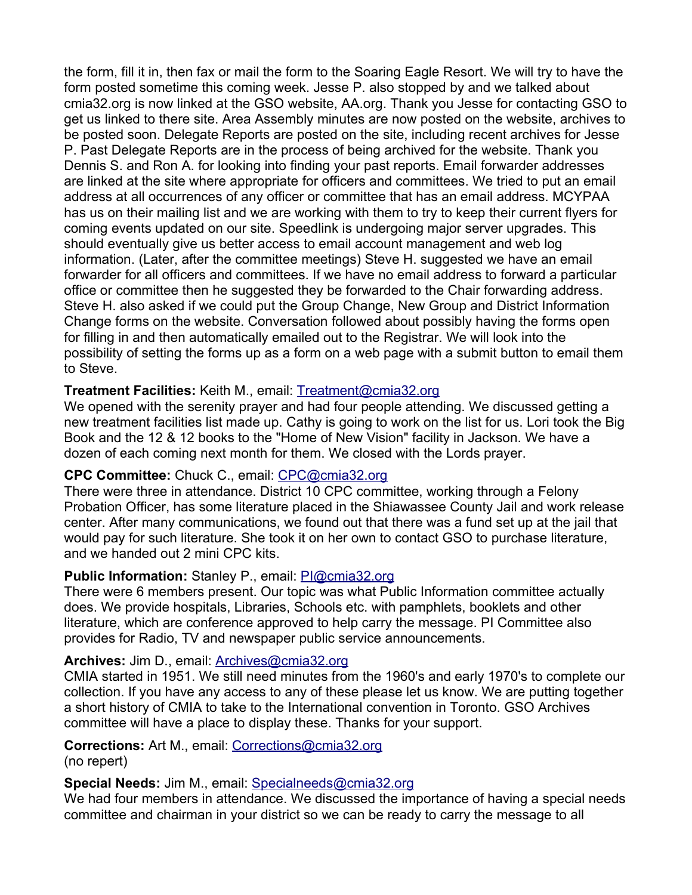the form, fill it in, then fax or mail the form to the Soaring Eagle Resort. We will try to have the form posted sometime this coming week. Jesse P. also stopped by and we talked about cmia32.org is now linked at the GSO website, AA.org. Thank you Jesse for contacting GSO to get us linked to there site. Area Assembly minutes are now posted on the website, archives to be posted soon. Delegate Reports are posted on the site, including recent archives for Jesse P. Past Delegate Reports are in the process of being archived for the website. Thank you Dennis S. and Ron A. for looking into finding your past reports. Email forwarder addresses are linked at the site where appropriate for officers and committees. We tried to put an email address at all occurrences of any officer or committee that has an email address. MCYPAA has us on their mailing list and we are working with them to try to keep their current flyers for coming events updated on our site. Speedlink is undergoing major server upgrades. This should eventually give us better access to email account management and web log information. (Later, after the committee meetings) Steve H. suggested we have an email forwarder for all officers and committees. If we have no email address to forward a particular office or committee then he suggested they be forwarded to the Chair forwarding address. Steve H. also asked if we could put the Group Change, New Group and District Information Change forms on the website. Conversation followed about possibly having the forms open for filling in and then automatically emailed out to the Registrar. We will look into the possibility of setting the forms up as a form on a web page with a submit button to email them to Steve.

**Treatment Facilities:** Keith M., email: Treatment@cmia32.org
We opened with the serenity prayer and had four people attending. We discussed getting a new treatment facilities list made up. Cathy is going to work on the list for us. Lori took the Big Book and the 12 & 12 books to the "Home of New Vision" facility in Jackson. We have a dozen of each coming next month for them. We closed with the Lords prayer.

**CPC Committee:** Chuck C., email: CPC@cmia32.org
There were three in attendance. District 10 CPC committee, working through a Felony Probation Officer, has some literature placed in the Shiawassee County Jail and work release center. After many communications, we found out that there was a fund set up at the jail that would pay for such literature. She took it on her own to contact GSO to purchase literature, and we handed out 2 mini CPC kits.

**Public Information:** Stanley P., email: PI@cmia32.org
There were 6 members present. Our topic was what Public Information committee actually does. We provide hospitals, Libraries, Schools etc. with pamphlets, booklets and other literature, which are conference approved to help carry the message. PI Committee also provides for Radio, TV and newspaper public service announcements.

**Archives:** Jim D., email: Archives@cmia32.org
CMIA started in 1951. We still need minutes from the 1960's and early 1970's to complete our collection. If you have any access to any of these please let us know. We are putting together a short history of CMIA to take to the International convention in Toronto. GSO Archives committee will have a place to display these. Thanks for your support.

**Corrections:** Art M., email: Corrections@cmia32.org
(no repert)

**Special Needs:** Jim M., email: Specialneeds@cmia32.org
We had four members in attendance. We discussed the importance of having a special needs committee and chairman in your district so we can be ready to carry the message to all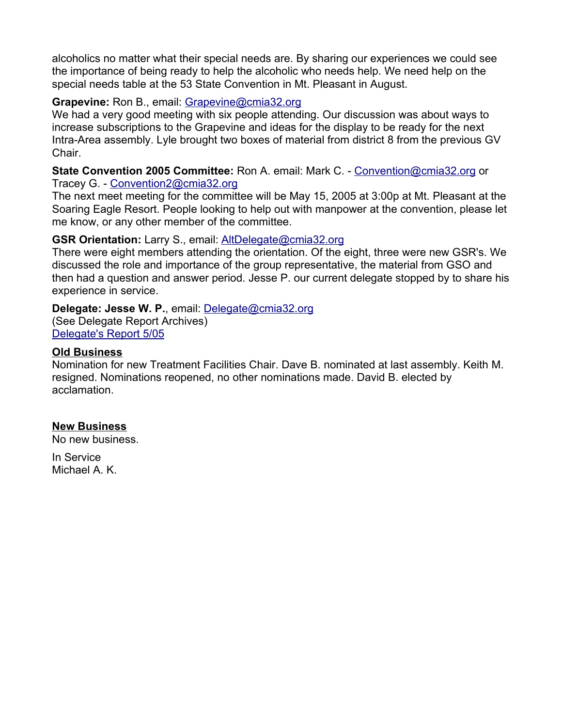alcoholics no matter what their special needs are. By sharing our experiences we could see the importance of being ready to help the alcoholic who needs help. We need help on the special needs table at the 53 State Convention in Mt. Pleasant in August.

**Grapevine:** Ron B., email: Grapevine@cmia32.org
We had a very good meeting with six people attending. Our discussion was about ways to increase subscriptions to the Grapevine and ideas for the display to be ready for the next Intra-Area assembly. Lyle brought two boxes of material from district 8 from the previous GV Chair.

**State Convention 2005 Committee:** Ron A. email: Mark C. - Convention@cmia32.org or Tracey G. - Convention2@cmia32.org
The next meet meeting for the committee will be May 15, 2005 at 3:00p at Mt. Pleasant at the Soaring Eagle Resort. People looking to help out with manpower at the convention, please let me know, or any other member of the committee.

**GSR Orientation:** Larry S., email: AltDelegate@cmia32.org
There were eight members attending the orientation. Of the eight, three were new GSR's. We discussed the role and importance of the group representative, the material from GSO and then had a question and answer period. Jesse P. our current delegate stopped by to share his experience in service.

**Delegate: Jesse W. P.**, email: Delegate@cmia32.org
(See Delegate Report Archives)
Delegate's Report 5/05

**Old Business**
Nomination for new Treatment Facilities Chair. Dave B. nominated at last assembly. Keith M. resigned. Nominations reopened, no other nominations made. David B. elected by acclamation.

**New Business**
No new business.

In Service
Michael A. K.